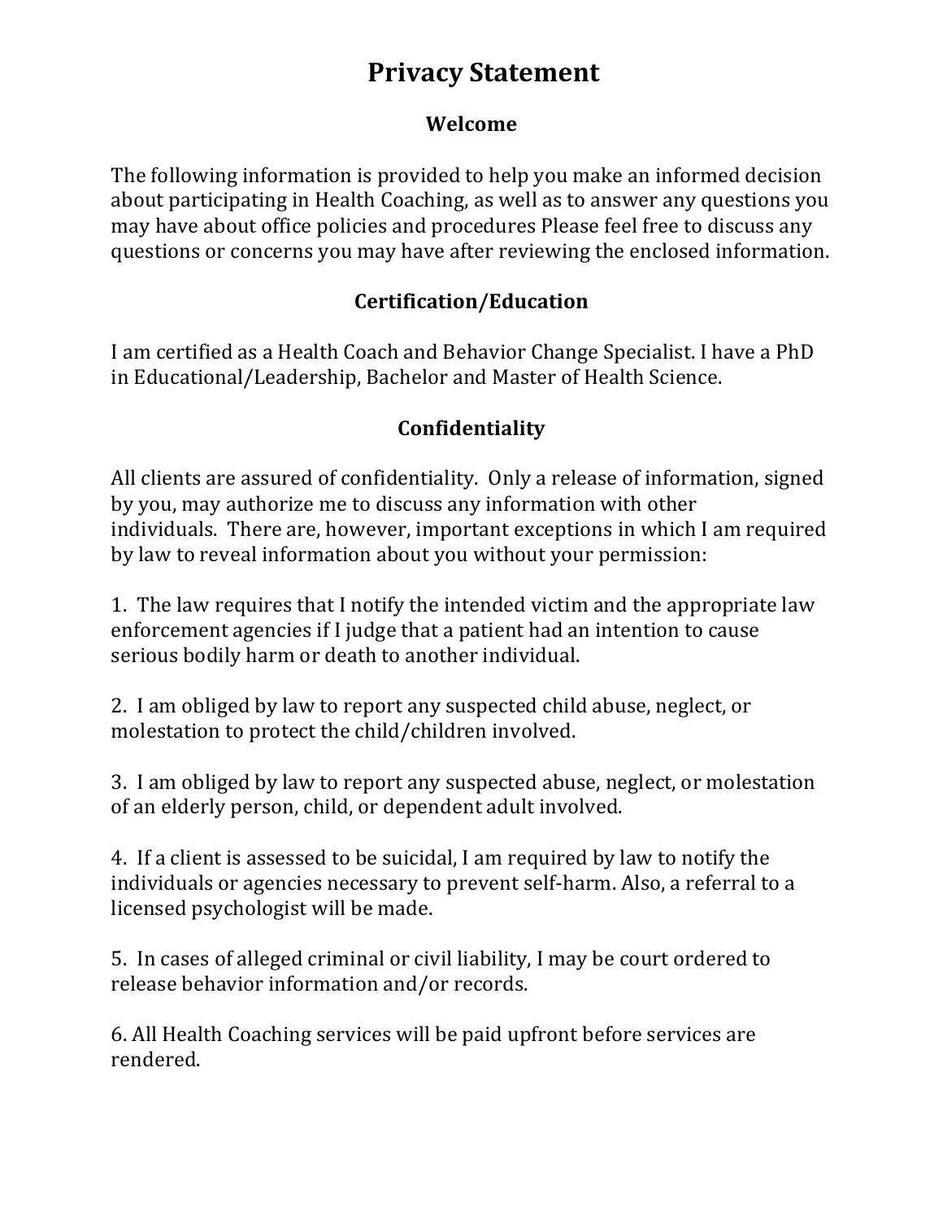# Privacy Statement

## Welcome

The following information is provided to help you make an informed decision about participating in Health Coaching, as well as to answer any questions you may have about office policies and procedures Please feel free to discuss any questions or concerns you may have after reviewing the enclosed information.

## Certification/Education

I am certified as a Health Coach and Behavior Change Specialist. I have a PhD in Educational/Leadership, Bachelor and Master of Health Science.

## Confidentiality

All clients are assured of confidentiality. Only a release of information, signed by you, may authorize me to discuss any information with other individuals. There are, however, important exceptions in which I am required by law to reveal information about you without your permission:

1. The law requires that I notify the intended victim and the appropriate law enforcement agencies if I judge that a patient had an intention to cause serious bodily harm or death to another individual.

2. I am obliged by law to report any suspected child abuse, neglect, or molestation to protect the child/children involved.

3. I am obliged by law to report any suspected abuse, neglect, or molestation of an elderly person, child, or dependent adult involved.

4. If a client is assessed to be suicidal, I am required by law to notify the individuals or agencies necessary to prevent self-harm. Also, a referral to a licensed psychologist will be made.

5. In cases of alleged criminal or civil liability, I may be court ordered to release behavior information and/or records.

6. All Health Coaching services will be paid upfront before services are rendered.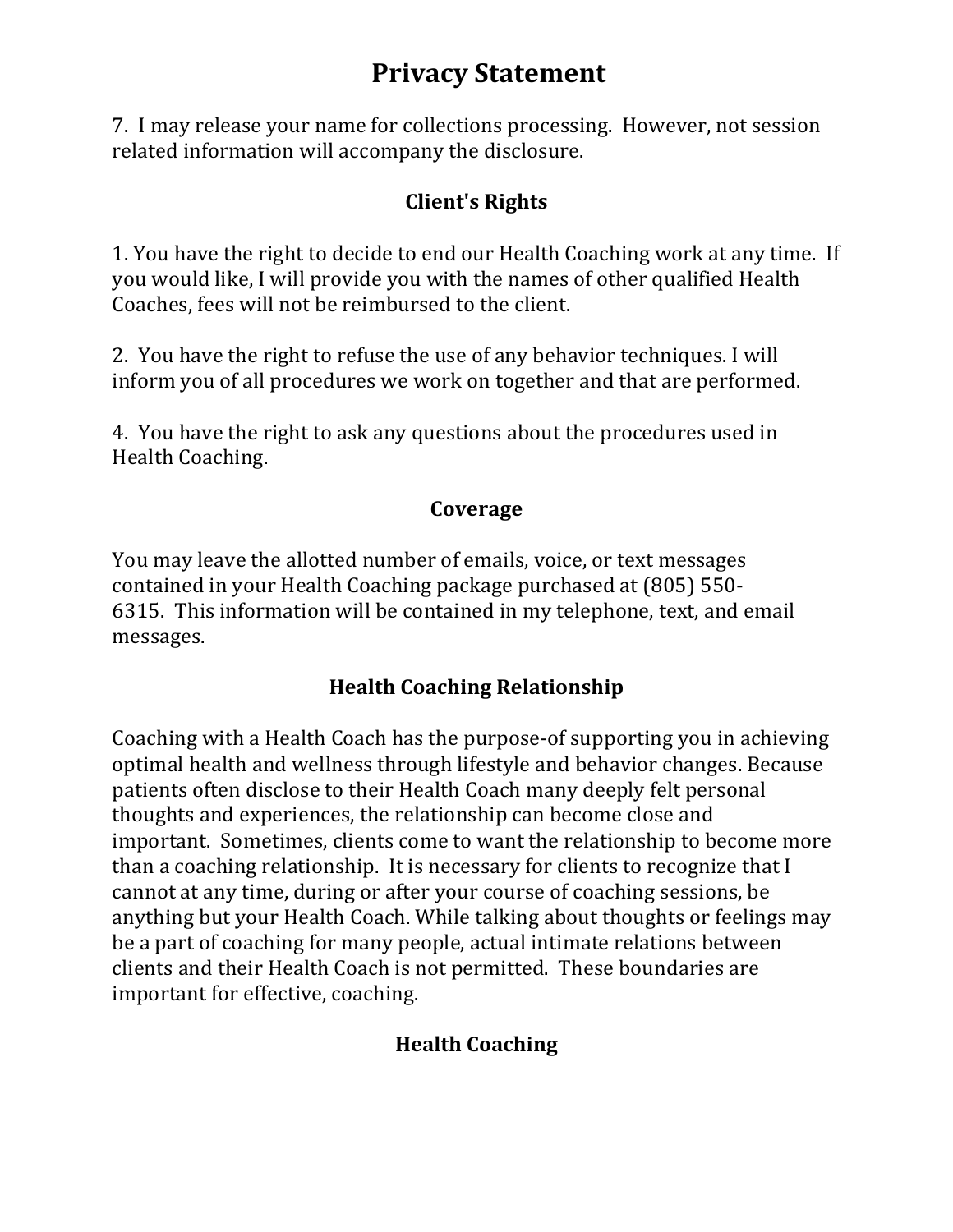# Privacy Statement

7. I may release your name for collections processing. However, not session related information will accompany the disclosure.

## Client's Rights

1. You have the right to decide to end our Health Coaching work at any time. If you would like, I will provide you with the names of other qualified Health Coaches, fees will not be reimbursed to the client.

2. You have the right to refuse the use of any behavior techniques. I will inform you of all procedures we work on together and that are performed.

4. You have the right to ask any questions about the procedures used in Health Coaching.

## Coverage

You may leave the allotted number of emails, voice, or text messages contained in your Health Coaching package purchased at (805) 550-6315. This information will be contained in my telephone, text, and email messages.

## Health Coaching Relationship

Coaching with a Health Coach has the purpose-of supporting you in achieving optimal health and wellness through lifestyle and behavior changes. Because patients often disclose to their Health Coach many deeply felt personal thoughts and experiences, the relationship can become close and important. Sometimes, clients come to want the relationship to become more than a coaching relationship. It is necessary for clients to recognize that I cannot at any time, during or after your course of coaching sessions, be anything but your Health Coach. While talking about thoughts or feelings may be a part of coaching for many people, actual intimate relations between clients and their Health Coach is not permitted. These boundaries are important for effective, coaching.

## Health Coaching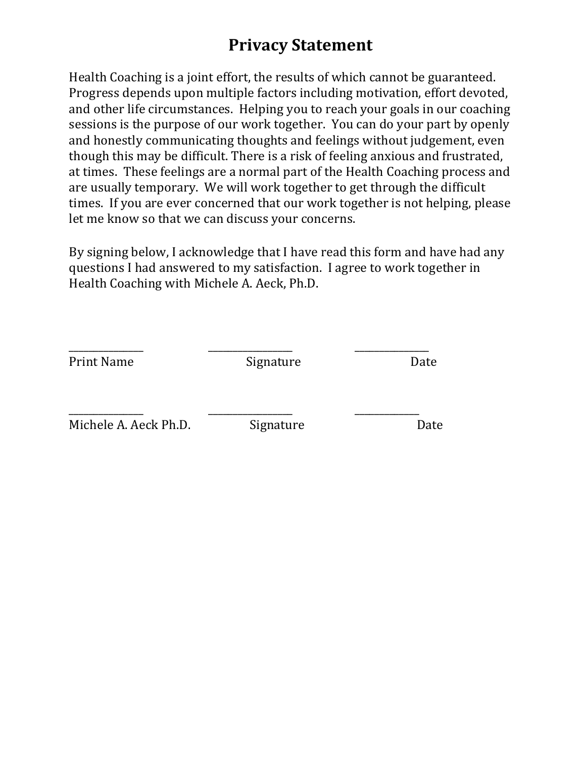# Privacy Statement

Health Coaching is a joint effort, the results of which cannot be guaranteed. Progress depends upon multiple factors including motivation, effort devoted, and other life circumstances. Helping you to reach your goals in our coaching sessions is the purpose of our work together. You can do your part by openly and honestly communicating thoughts and feelings without judgement, even though this may be difficult. There is a risk of feeling anxious and frustrated, at times. These feelings are a normal part of the Health Coaching process and are usually temporary. We will work together to get through the difficult times. If you are ever concerned that our work together is not helping, please let me know so that we can discuss your concerns.

By signing below, I acknowledge that I have read this form and have had any questions I had answered to my satisfaction. I agree to work together in Health Coaching with Michele A. Aeck, Ph.D.

_______________ _________________ _______________

Print Name Signature Date

_______________ _________________ ______________

Michele A. Aeck Ph.D. Signature Date